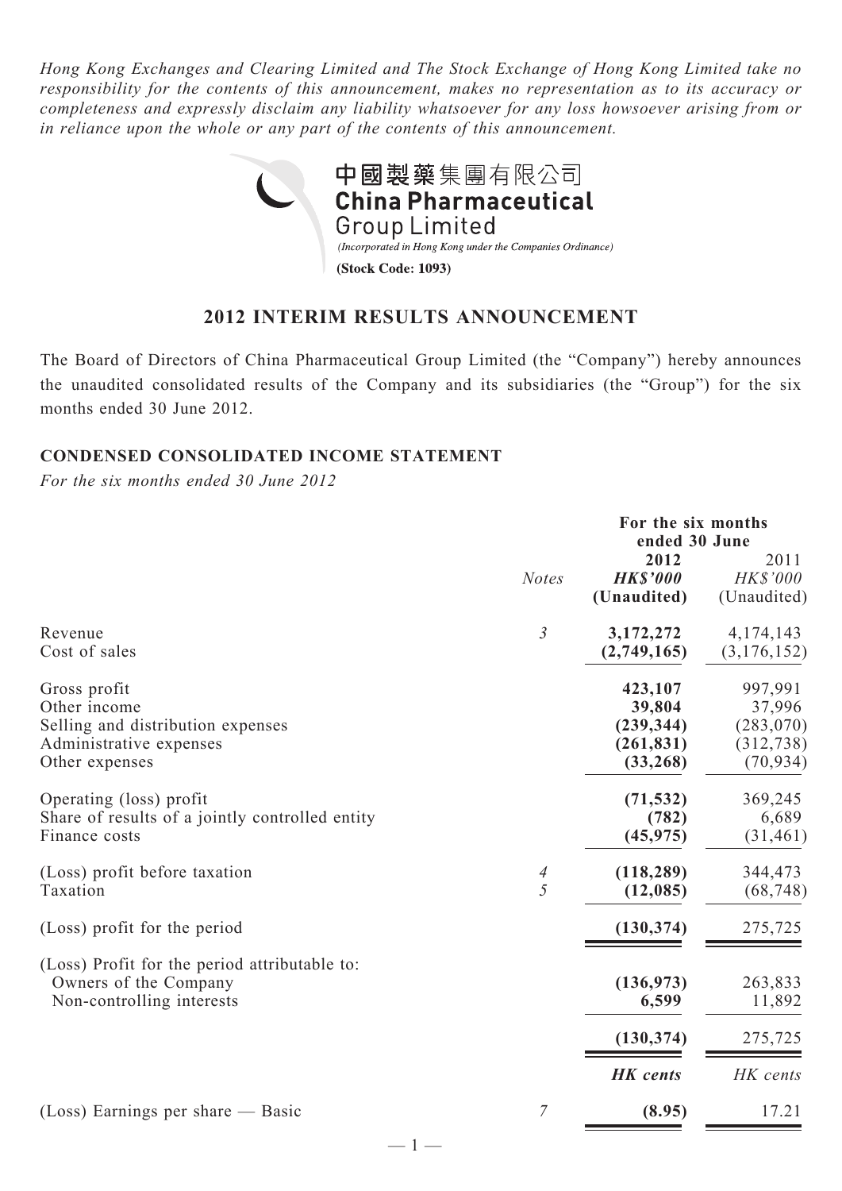*Hong Kong Exchanges and Clearing Limited and The Stock Exchange of Hong Kong Limited take no responsibility for the contents of this announcement, makes no representation as to its accuracy or completeness and expressly disclaim any liability whatsoever for any loss howsoever arising from or in reliance upon the whole or any part of the contents of this announcement.*

中國製藥集團有限公司
**China Pharmaceutical Group Limited**
*(Incorporated in Hong Kong under the Companies Ordinance)*
**(Stock Code: 1093)**

## 2012 INTERIM RESULTS ANNOUNCEMENT

The Board of Directors of China Pharmaceutical Group Limited (the "Company") hereby announces the unaudited consolidated results of the Company and its subsidiaries (the "Group") for the six months ended 30 June 2012.

### CONDENSED CONSOLIDATED INCOME STATEMENT

*For the six months ended 30 June 2012*

| | *Notes* | **For the six months ended 30 June 2012 *HK$'000* (Unaudited)** | 2011 *HK$'000* (Unaudited) |
|---|---|---|---|
| Revenue | *3* | **3,172,272** | 4,174,143 |
| Cost of sales | | **(2,749,165)** | (3,176,152) |
| Gross profit | | **423,107** | 997,991 |
| Other income | | **39,804** | 37,996 |
| Selling and distribution expenses | | **(239,344)** | (283,070) |
| Administrative expenses | | **(261,831)** | (312,738) |
| Other expenses | | **(33,268)** | (70,934) |
| Operating (loss) profit | | **(71,532)** | 369,245 |
| Share of results of a jointly controlled entity | | **(782)** | 6,689 |
| Finance costs | | **(45,975)** | (31,461) |
| (Loss) profit before taxation | *4* | **(118,289)** | 344,473 |
| Taxation | *5* | **(12,085)** | (68,748) |
| (Loss) profit for the period | | **(130,374)** | 275,725 |
| (Loss) Profit for the period attributable to: | | | |
| Owners of the Company | | **(136,973)** | 263,833 |
| Non-controlling interests | | **6,599** | 11,892 |
| | | **(130,374)** | 275,725 |
| | | ***HK cents*** | *HK cents* |
| (Loss) Earnings per share — Basic | *7* | **(8.95)** | 17.21 |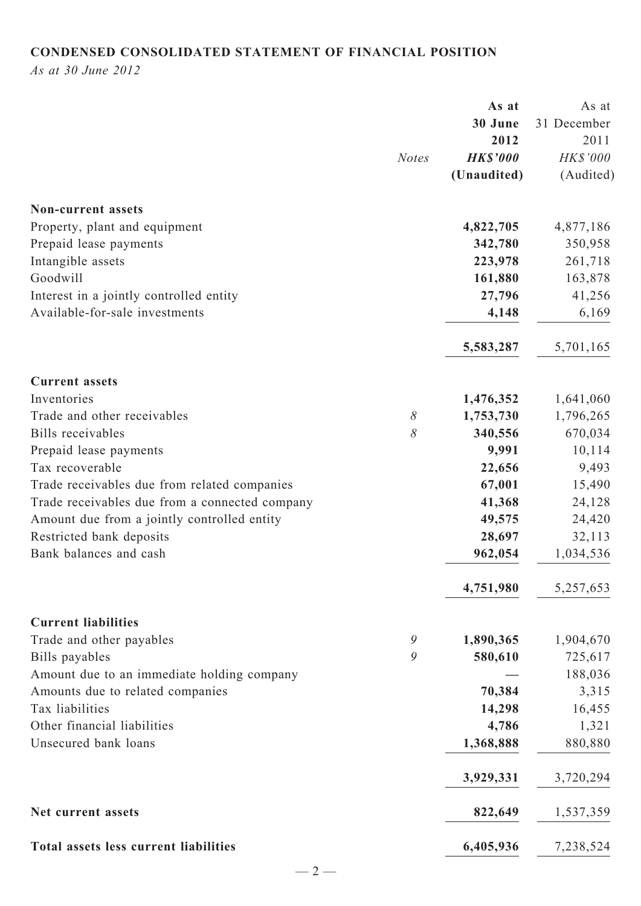## CONDENSED CONSOLIDATED STATEMENT OF FINANCIAL POSITION

*As at 30 June 2012*

| | *Notes* | **As at 30 June 2012 *HK$'000* (Unaudited)** | As at 31 December 2011 *HK$'000* (Audited) |
|---|---|---|---|
| **Non-current assets** | | | |
| Property, plant and equipment | | **4,822,705** | 4,877,186 |
| Prepaid lease payments | | **342,780** | 350,958 |
| Intangible assets | | **223,978** | 261,718 |
| Goodwill | | **161,880** | 163,878 |
| Interest in a jointly controlled entity | | **27,796** | 41,256 |
| Available-for-sale investments | | **4,148** | 6,169 |
| | | **5,583,287** | 5,701,165 |
| **Current assets** | | | |
| Inventories | | **1,476,352** | 1,641,060 |
| Trade and other receivables | *8* | **1,753,730** | 1,796,265 |
| Bills receivables | *8* | **340,556** | 670,034 |
| Prepaid lease payments | | **9,991** | 10,114 |
| Tax recoverable | | **22,656** | 9,493 |
| Trade receivables due from related companies | | **67,001** | 15,490 |
| Trade receivables due from a connected company | | **41,368** | 24,128 |
| Amount due from a jointly controlled entity | | **49,575** | 24,420 |
| Restricted bank deposits | | **28,697** | 32,113 |
| Bank balances and cash | | **962,054** | 1,034,536 |
| | | **4,751,980** | 5,257,653 |
| **Current liabilities** | | | |
| Trade and other payables | *9* | **1,890,365** | 1,904,670 |
| Bills payables | *9* | **580,610** | 725,617 |
| Amount due to an immediate holding company | | **—** | 188,036 |
| Amounts due to related companies | | **70,384** | 3,315 |
| Tax liabilities | | **14,298** | 16,455 |
| Other financial liabilities | | **4,786** | 1,321 |
| Unsecured bank loans | | **1,368,888** | 880,880 |
| | | **3,929,331** | 3,720,294 |
| **Net current assets** | | **822,649** | 1,537,359 |
| **Total assets less current liabilities** | | **6,405,936** | 7,238,524 |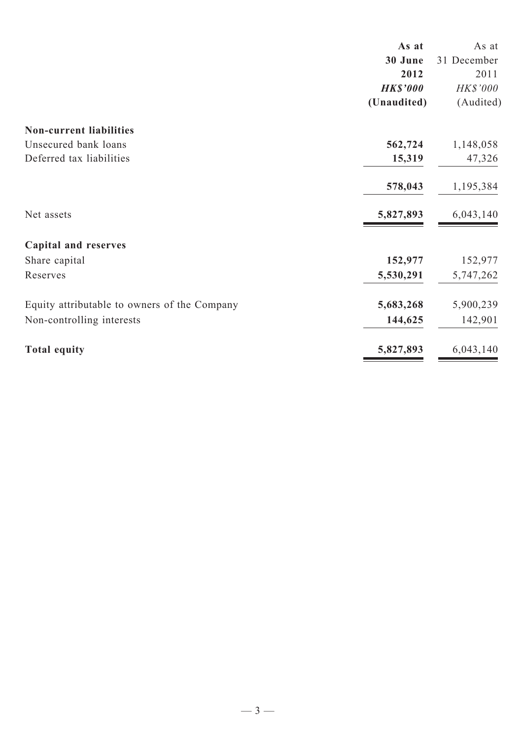| | As at 30 June 2012 HK$'000 (Unaudited) | As at 31 December 2011 HK$'000 (Audited) |
|---|---|---|
| **Non-current liabilities** | | |
| Unsecured bank loans | **562,724** | 1,148,058 |
| Deferred tax liabilities | **15,319** | 47,326 |
| | **578,043** | 1,195,384 |
| Net assets | **5,827,893** | 6,043,140 |
| **Capital and reserves** | | |
| Share capital | **152,977** | 152,977 |
| Reserves | **5,530,291** | 5,747,262 |
| Equity attributable to owners of the Company | **5,683,268** | 5,900,239 |
| Non-controlling interests | **144,625** | 142,901 |
| **Total equity** | **5,827,893** | 6,043,140 |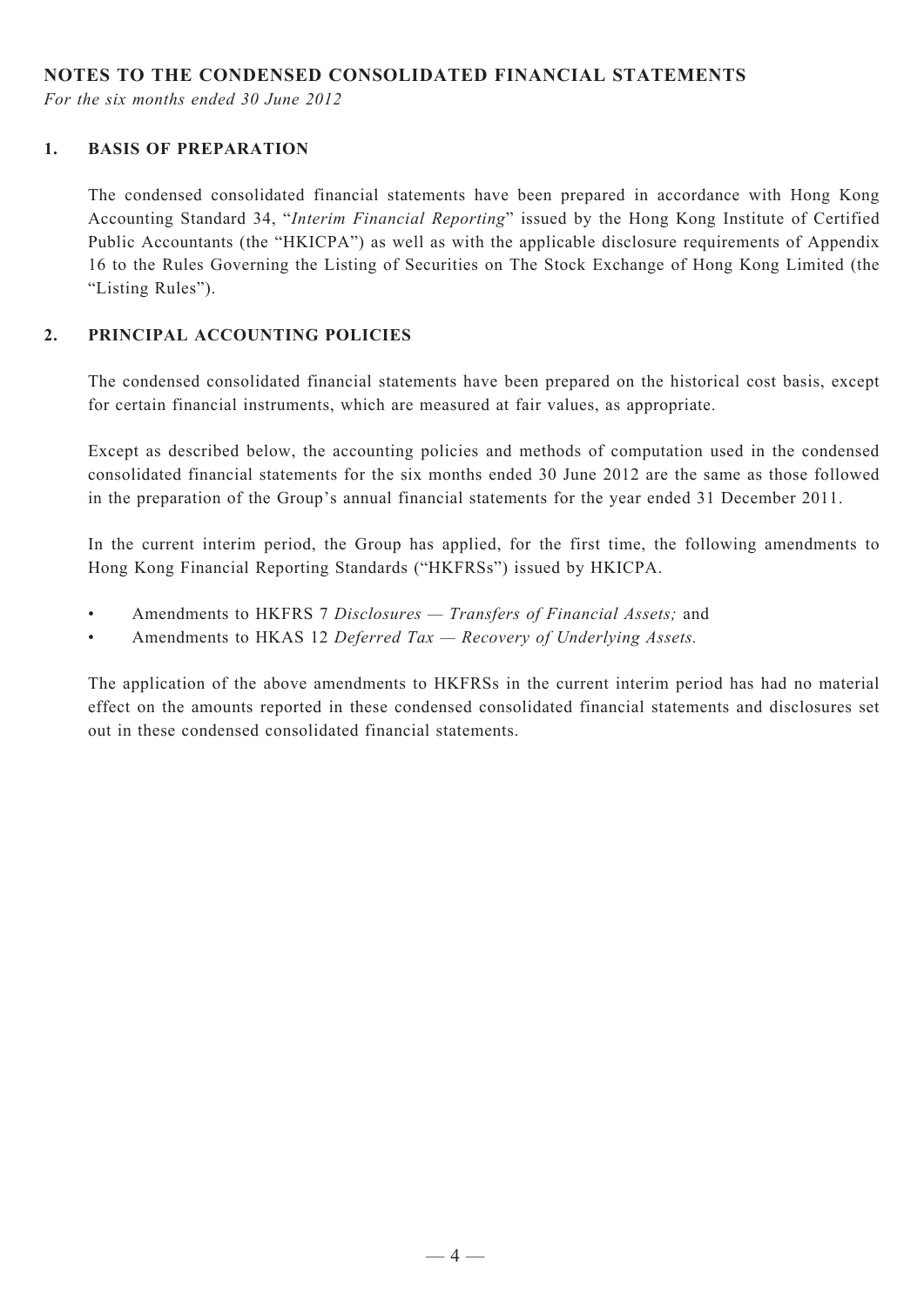## NOTES TO THE CONDENSED CONSOLIDATED FINANCIAL STATEMENTS

*For the six months ended 30 June 2012*

### 1. BASIS OF PREPARATION

The condensed consolidated financial statements have been prepared in accordance with Hong Kong Accounting Standard 34, "*Interim Financial Reporting*" issued by the Hong Kong Institute of Certified Public Accountants (the "HKICPA") as well as with the applicable disclosure requirements of Appendix 16 to the Rules Governing the Listing of Securities on The Stock Exchange of Hong Kong Limited (the "Listing Rules").

### 2. PRINCIPAL ACCOUNTING POLICIES

The condensed consolidated financial statements have been prepared on the historical cost basis, except for certain financial instruments, which are measured at fair values, as appropriate.

Except as described below, the accounting policies and methods of computation used in the condensed consolidated financial statements for the six months ended 30 June 2012 are the same as those followed in the preparation of the Group's annual financial statements for the year ended 31 December 2011.

In the current interim period, the Group has applied, for the first time, the following amendments to Hong Kong Financial Reporting Standards ("HKFRSs") issued by HKICPA.

- Amendments to HKFRS 7 *Disclosures — Transfers of Financial Assets;* and
- Amendments to HKAS 12 *Deferred Tax — Recovery of Underlying Assets.*

The application of the above amendments to HKFRSs in the current interim period has had no material effect on the amounts reported in these condensed consolidated financial statements and disclosures set out in these condensed consolidated financial statements.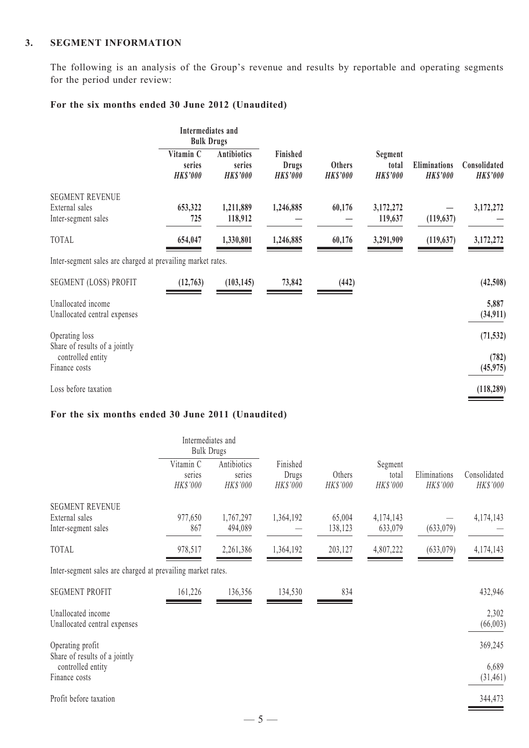### 3. SEGMENT INFORMATION

The following is an analysis of the Group's revenue and results by reportable and operating segments for the period under review:

**For the six months ended 30 June 2012 (Unaudited)**

| | Intermediates and Bulk Drugs | | | | | | |
|---|---|---|---|---|---|---|---|
| | **Vitamin C series** *HK$'000* | **Antibiotics series** *HK$'000* | **Finished Drugs** *HK$'000* | **Others** *HK$'000* | **Segment total** *HK$'000* | **Eliminations** *HK$'000* | **Consolidated** *HK$'000* |
| SEGMENT REVENUE | | | | | | | |
| External sales | **653,322** | **1,211,889** | **1,246,885** | **60,176** | **3,172,272** | **—** | **3,172,272** |
| Inter-segment sales | **725** | **118,912** | **—** | **—** | **119,637** | **(119,637)** | **—** |
| TOTAL | **654,047** | **1,330,801** | **1,246,885** | **60,176** | **3,291,909** | **(119,637)** | **3,172,272** |

Inter-segment sales are charged at prevailing market rates.

| | | | | | |
|---|---|---|---|---|---|
| SEGMENT (LOSS) PROFIT | **(12,763)** | **(103,145)** | **73,842** | **(442)** | **(42,508)** |
| Unallocated income | | | | | **5,887** |
| Unallocated central expenses | | | | | **(34,911)** |
| Operating loss | | | | | **(71,532)** |
| Share of results of a jointly controlled entity | | | | | **(782)** |
| Finance costs | | | | | **(45,975)** |
| Loss before taxation | | | | | **(118,289)** |

**For the six months ended 30 June 2011 (Unaudited)**

| | Intermediates and Bulk Drugs | | | | | | |
|---|---|---|---|---|---|---|---|
| | Vitamin C series *HK$'000* | Antibiotics series *HK$'000* | Finished Drugs *HK$'000* | Others *HK$'000* | Segment total *HK$'000* | Eliminations *HK$'000* | Consolidated *HK$'000* |
| SEGMENT REVENUE | | | | | | | |
| External sales | 977,650 | 1,767,297 | 1,364,192 | 65,004 | 4,174,143 | — | 4,174,143 |
| Inter-segment sales | 867 | 494,089 | — | 138,123 | 633,079 | (633,079) | — |
| TOTAL | 978,517 | 2,261,386 | 1,364,192 | 203,127 | 4,807,222 | (633,079) | 4,174,143 |

Inter-segment sales are charged at prevailing market rates.

| | | | | | |
|---|---|---|---|---|---|
| SEGMENT PROFIT | 161,226 | 136,356 | 134,530 | 834 | 432,946 |
| Unallocated income | | | | | 2,302 |
| Unallocated central expenses | | | | | (66,003) |
| Operating profit | | | | | 369,245 |
| Share of results of a jointly controlled entity | | | | | 6,689 |
| Finance costs | | | | | (31,461) |
| Profit before taxation | | | | | 344,473 |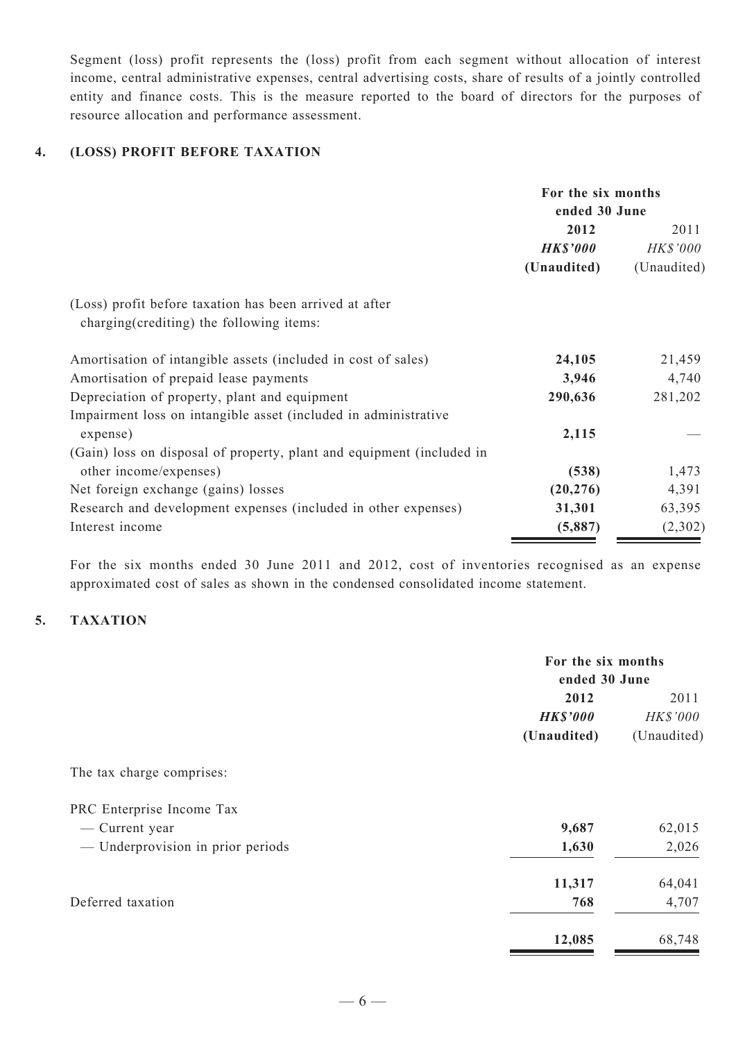Segment (loss) profit represents the (loss) profit from each segment without allocation of interest income, central administrative expenses, central advertising costs, share of results of a jointly controlled entity and finance costs. This is the measure reported to the board of directors for the purposes of resource allocation and performance assessment.

## 4. (LOSS) PROFIT BEFORE TAXATION

| | For the six months ended 30 June | |
|---|---|---|
| | **2012** | 2011 |
| | ***HK$'000*** | *HK$'000* |
| | **(Unaudited)** | (Unaudited) |
| (Loss) profit before taxation has been arrived at after charging(crediting) the following items: | | |
| Amortisation of intangible assets (included in cost of sales) | **24,105** | 21,459 |
| Amortisation of prepaid lease payments | **3,946** | 4,740 |
| Depreciation of property, plant and equipment | **290,636** | 281,202 |
| Impairment loss on intangible asset (included in administrative expense) | **2,115** | — |
| (Gain) loss on disposal of property, plant and equipment (included in other income/expenses) | **(538)** | 1,473 |
| Net foreign exchange (gains) losses | **(20,276)** | 4,391 |
| Research and development expenses (included in other expenses) | **31,301** | 63,395 |
| Interest income | **(5,887)** | (2,302) |

For the six months ended 30 June 2011 and 2012, cost of inventories recognised as an expense approximated cost of sales as shown in the condensed consolidated income statement.

## 5. TAXATION

| | For the six months ended 30 June | |
|---|---|---|
| | **2012** | 2011 |
| | ***HK$'000*** | *HK$'000* |
| | **(Unaudited)** | (Unaudited) |
| The tax charge comprises: | | |
| PRC Enterprise Income Tax | | |
| — Current year | **9,687** | 62,015 |
| — Underprovision in prior periods | **1,630** | 2,026 |
| | **11,317** | 64,041 |
| Deferred taxation | **768** | 4,707 |
| | **12,085** | 68,748 |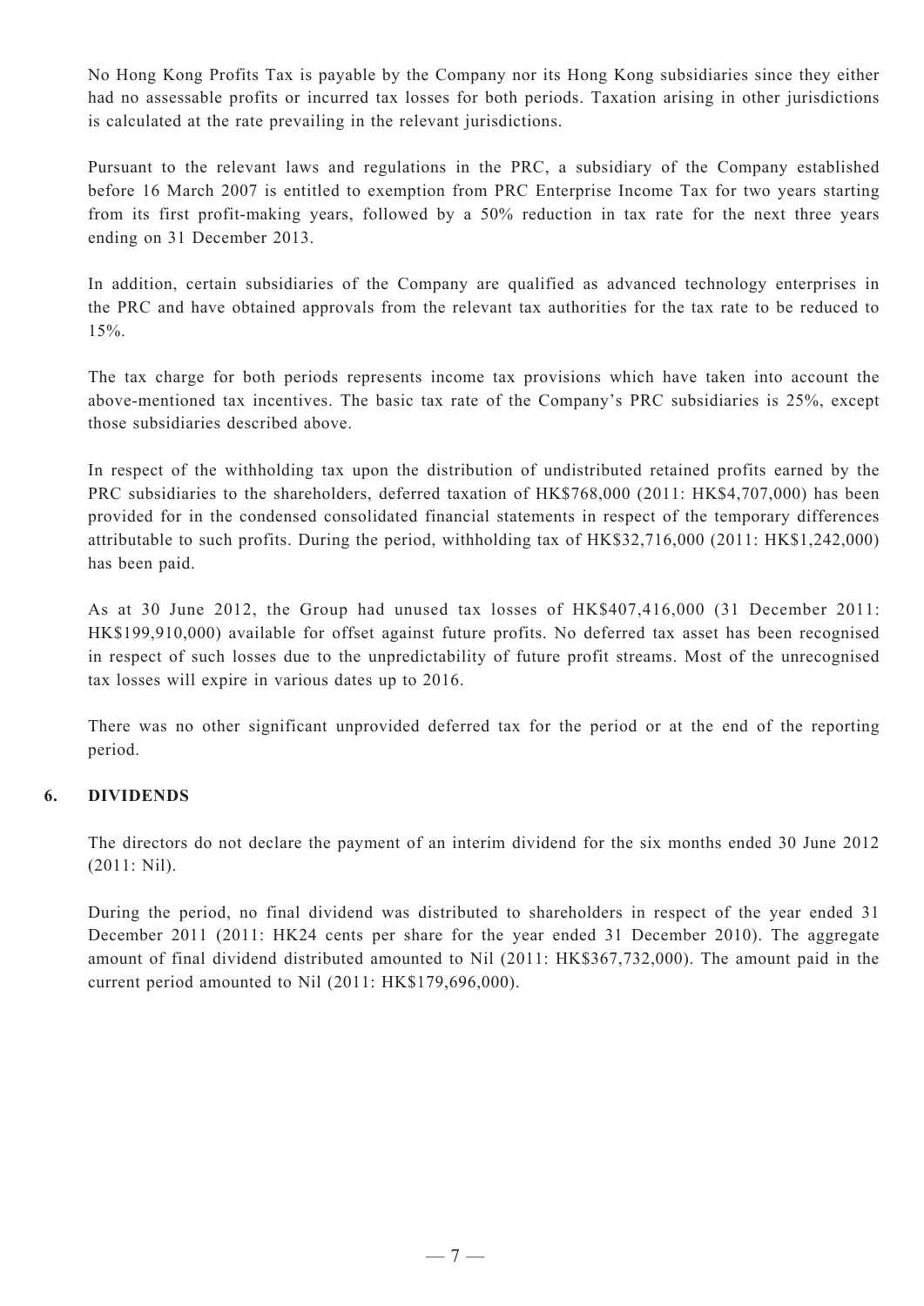No Hong Kong Profits Tax is payable by the Company nor its Hong Kong subsidiaries since they either had no assessable profits or incurred tax losses for both periods. Taxation arising in other jurisdictions is calculated at the rate prevailing in the relevant jurisdictions.

Pursuant to the relevant laws and regulations in the PRC, a subsidiary of the Company established before 16 March 2007 is entitled to exemption from PRC Enterprise Income Tax for two years starting from its first profit-making years, followed by a 50% reduction in tax rate for the next three years ending on 31 December 2013.

In addition, certain subsidiaries of the Company are qualified as advanced technology enterprises in the PRC and have obtained approvals from the relevant tax authorities for the tax rate to be reduced to 15%.

The tax charge for both periods represents income tax provisions which have taken into account the above-mentioned tax incentives. The basic tax rate of the Company's PRC subsidiaries is 25%, except those subsidiaries described above.

In respect of the withholding tax upon the distribution of undistributed retained profits earned by the PRC subsidiaries to the shareholders, deferred taxation of HK$768,000 (2011: HK$4,707,000) has been provided for in the condensed consolidated financial statements in respect of the temporary differences attributable to such profits. During the period, withholding tax of HK$32,716,000 (2011: HK$1,242,000) has been paid.

As at 30 June 2012, the Group had unused tax losses of HK$407,416,000 (31 December 2011: HK$199,910,000) available for offset against future profits. No deferred tax asset has been recognised in respect of such losses due to the unpredictability of future profit streams. Most of the unrecognised tax losses will expire in various dates up to 2016.

There was no other significant unprovided deferred tax for the period or at the end of the reporting period.

## 6. DIVIDENDS

The directors do not declare the payment of an interim dividend for the six months ended 30 June 2012 (2011: Nil).

During the period, no final dividend was distributed to shareholders in respect of the year ended 31 December 2011 (2011: HK24 cents per share for the year ended 31 December 2010). The aggregate amount of final dividend distributed amounted to Nil (2011: HK$367,732,000). The amount paid in the current period amounted to Nil (2011: HK$179,696,000).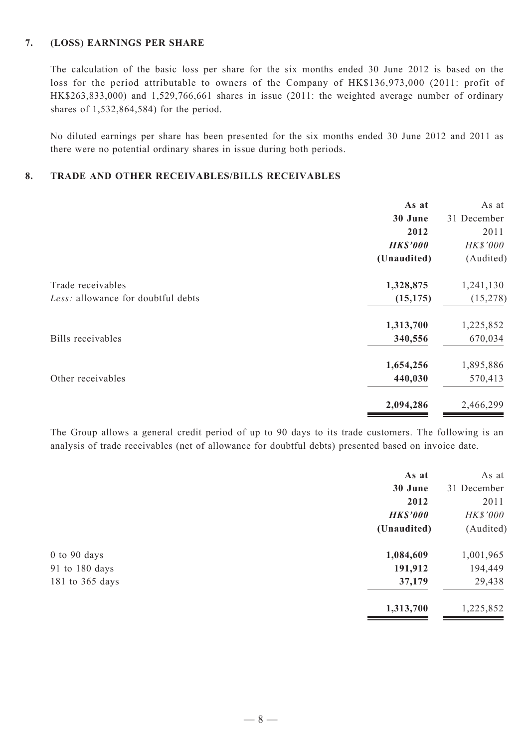## 7. (LOSS) EARNINGS PER SHARE

The calculation of the basic loss per share for the six months ended 30 June 2012 is based on the loss for the period attributable to owners of the Company of HK$136,973,000 (2011: profit of HK$263,833,000) and 1,529,766,661 shares in issue (2011: the weighted average number of ordinary shares of 1,532,864,584) for the period.

No diluted earnings per share has been presented for the six months ended 30 June 2012 and 2011 as there were no potential ordinary shares in issue during both periods.

## 8. TRADE AND OTHER RECEIVABLES/BILLS RECEIVABLES

| | **As at 30 June 2012** | As at 31 December 2011 |
|---|---|---|
| | ***HK$'000*** | *HK$'000* |
| | **(Unaudited)** | (Audited) |
| Trade receivables | **1,328,875** | 1,241,130 |
| *Less:* allowance for doubtful debts | **(15,175)** | (15,278) |
| | **1,313,700** | 1,225,852 |
| Bills receivables | **340,556** | 670,034 |
| | **1,654,256** | 1,895,886 |
| Other receivables | **440,030** | 570,413 |
| | **2,094,286** | 2,466,299 |

The Group allows a general credit period of up to 90 days to its trade customers. The following is an analysis of trade receivables (net of allowance for doubtful debts) presented based on invoice date.

| | **As at 30 June 2012** | As at 31 December 2011 |
|---|---|---|
| | ***HK$'000*** | *HK$'000* |
| | **(Unaudited)** | (Audited) |
| 0 to 90 days | **1,084,609** | 1,001,965 |
| 91 to 180 days | **191,912** | 194,449 |
| 181 to 365 days | **37,179** | 29,438 |
| | **1,313,700** | 1,225,852 |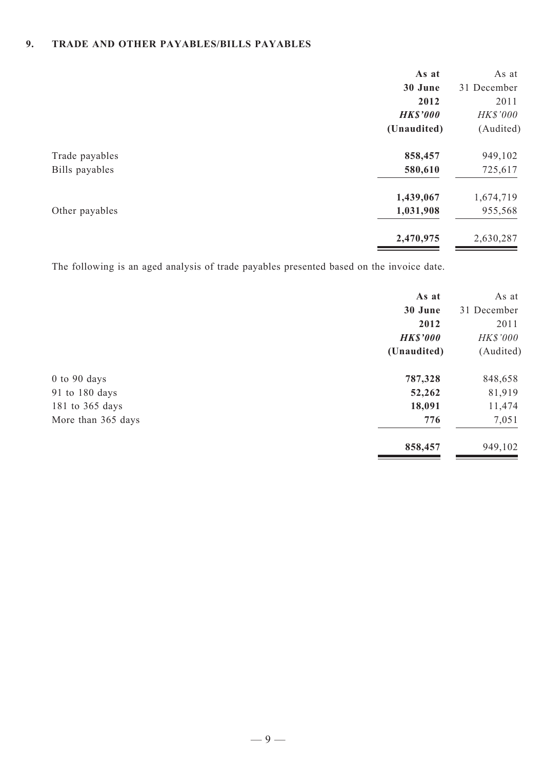## 9. TRADE AND OTHER PAYABLES/BILLS PAYABLES

| | As at 30 June 2012 *HK$'000* (Unaudited) | As at 31 December 2011 *HK$'000* (Audited) |
|---|---|---|
| Trade payables | **858,457** | 949,102 |
| Bills payables | **580,610** | 725,617 |
| | **1,439,067** | 1,674,719 |
| Other payables | **1,031,908** | 955,568 |
| | **2,470,975** | 2,630,287 |

The following is an aged analysis of trade payables presented based on the invoice date.

| | As at 30 June 2012 *HK$'000* (Unaudited) | As at 31 December 2011 *HK$'000* (Audited) |
|---|---|---|
| 0 to 90 days | **787,328** | 848,658 |
| 91 to 180 days | **52,262** | 81,919 |
| 181 to 365 days | **18,091** | 11,474 |
| More than 365 days | **776** | 7,051 |
| | **858,457** | 949,102 |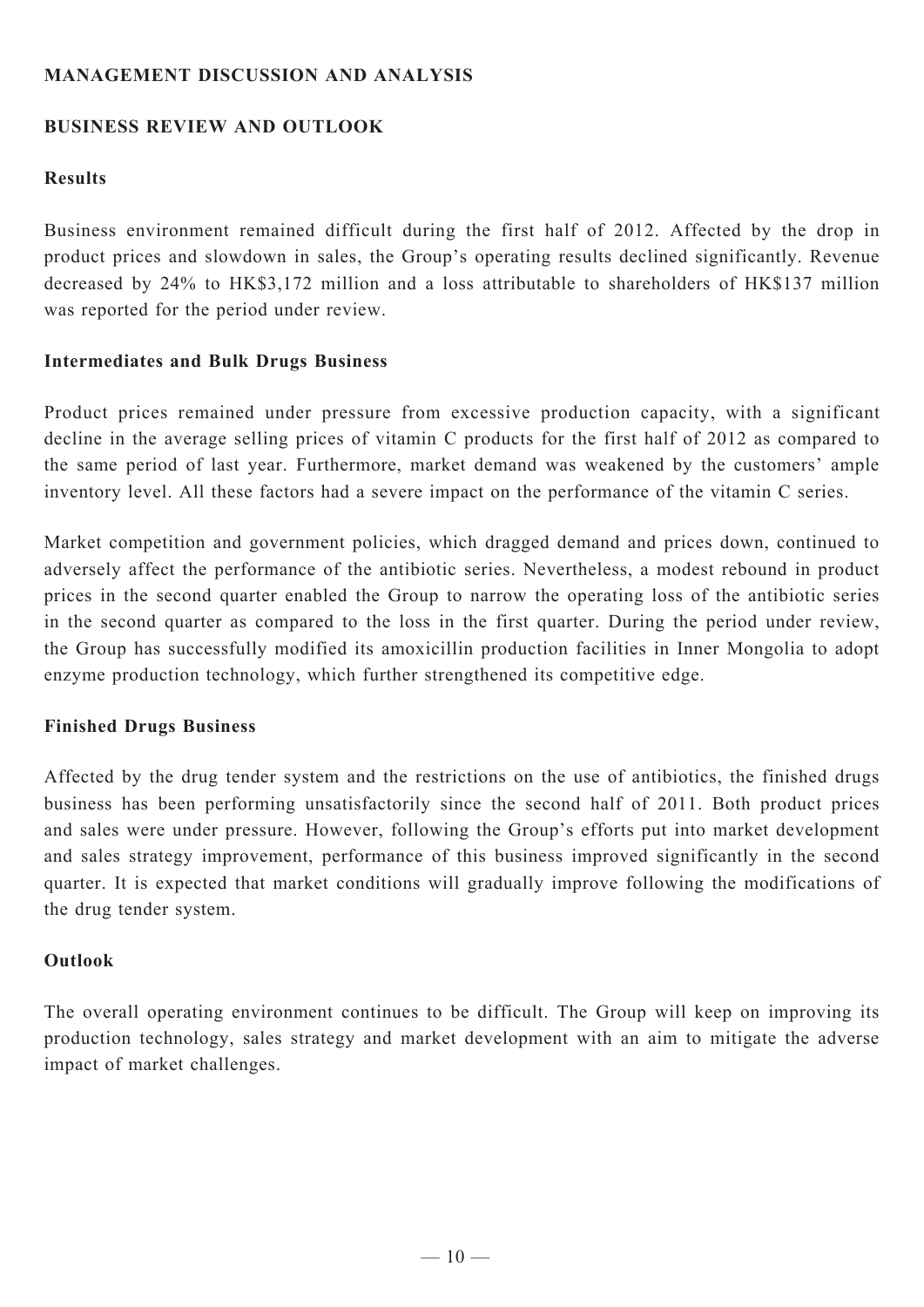## MANAGEMENT DISCUSSION AND ANALYSIS

### BUSINESS REVIEW AND OUTLOOK

#### Results

Business environment remained difficult during the first half of 2012. Affected by the drop in product prices and slowdown in sales, the Group's operating results declined significantly. Revenue decreased by 24% to HK$3,172 million and a loss attributable to shareholders of HK$137 million was reported for the period under review.

#### Intermediates and Bulk Drugs Business

Product prices remained under pressure from excessive production capacity, with a significant decline in the average selling prices of vitamin C products for the first half of 2012 as compared to the same period of last year. Furthermore, market demand was weakened by the customers' ample inventory level. All these factors had a severe impact on the performance of the vitamin C series.

Market competition and government policies, which dragged demand and prices down, continued to adversely affect the performance of the antibiotic series. Nevertheless, a modest rebound in product prices in the second quarter enabled the Group to narrow the operating loss of the antibiotic series in the second quarter as compared to the loss in the first quarter. During the period under review, the Group has successfully modified its amoxicillin production facilities in Inner Mongolia to adopt enzyme production technology, which further strengthened its competitive edge.

#### Finished Drugs Business

Affected by the drug tender system and the restrictions on the use of antibiotics, the finished drugs business has been performing unsatisfactorily since the second half of 2011. Both product prices and sales were under pressure. However, following the Group's efforts put into market development and sales strategy improvement, performance of this business improved significantly in the second quarter. It is expected that market conditions will gradually improve following the modifications of the drug tender system.

#### Outlook

The overall operating environment continues to be difficult. The Group will keep on improving its production technology, sales strategy and market development with an aim to mitigate the adverse impact of market challenges.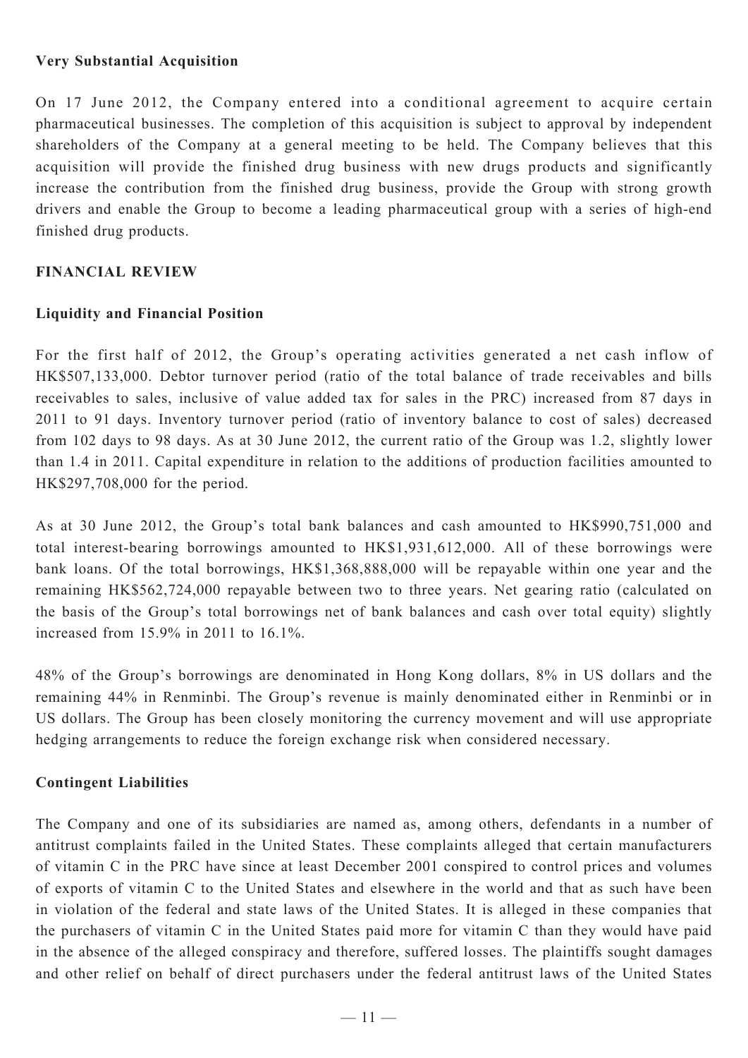**Very Substantial Acquisition**

On 17 June 2012, the Company entered into a conditional agreement to acquire certain pharmaceutical businesses. The completion of this acquisition is subject to approval by independent shareholders of the Company at a general meeting to be held. The Company believes that this acquisition will provide the finished drug business with new drugs products and significantly increase the contribution from the finished drug business, provide the Group with strong growth drivers and enable the Group to become a leading pharmaceutical group with a series of high-end finished drug products.

**FINANCIAL REVIEW**

**Liquidity and Financial Position**

For the first half of 2012, the Group's operating activities generated a net cash inflow of HK$507,133,000. Debtor turnover period (ratio of the total balance of trade receivables and bills receivables to sales, inclusive of value added tax for sales in the PRC) increased from 87 days in 2011 to 91 days. Inventory turnover period (ratio of inventory balance to cost of sales) decreased from 102 days to 98 days. As at 30 June 2012, the current ratio of the Group was 1.2, slightly lower than 1.4 in 2011. Capital expenditure in relation to the additions of production facilities amounted to HK$297,708,000 for the period.

As at 30 June 2012, the Group's total bank balances and cash amounted to HK$990,751,000 and total interest-bearing borrowings amounted to HK$1,931,612,000. All of these borrowings were bank loans. Of the total borrowings, HK$1,368,888,000 will be repayable within one year and the remaining HK$562,724,000 repayable between two to three years. Net gearing ratio (calculated on the basis of the Group's total borrowings net of bank balances and cash over total equity) slightly increased from 15.9% in 2011 to 16.1%.

48% of the Group's borrowings are denominated in Hong Kong dollars, 8% in US dollars and the remaining 44% in Renminbi. The Group's revenue is mainly denominated either in Renminbi or in US dollars. The Group has been closely monitoring the currency movement and will use appropriate hedging arrangements to reduce the foreign exchange risk when considered necessary.

**Contingent Liabilities**

The Company and one of its subsidiaries are named as, among others, defendants in a number of antitrust complaints failed in the United States. These complaints alleged that certain manufacturers of vitamin C in the PRC have since at least December 2001 conspired to control prices and volumes of exports of vitamin C to the United States and elsewhere in the world and that as such have been in violation of the federal and state laws of the United States. It is alleged in these companies that the purchasers of vitamin C in the United States paid more for vitamin C than they would have paid in the absence of the alleged conspiracy and therefore, suffered losses. The plaintiffs sought damages and other relief on behalf of direct purchasers under the federal antitrust laws of the United States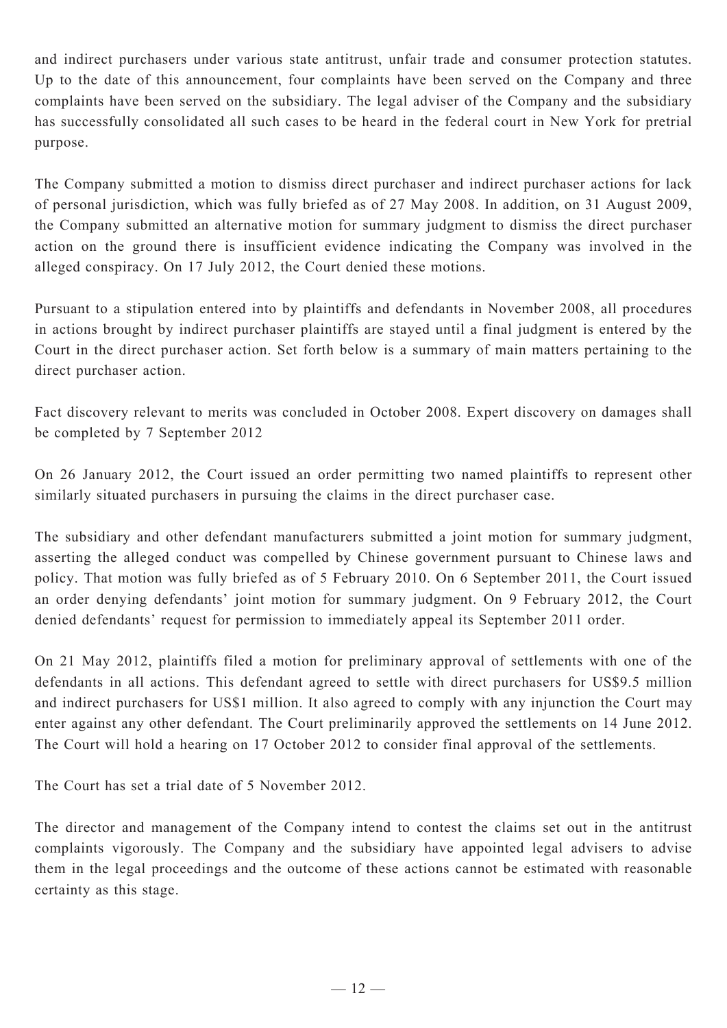and indirect purchasers under various state antitrust, unfair trade and consumer protection statutes. Up to the date of this announcement, four complaints have been served on the Company and three complaints have been served on the subsidiary. The legal adviser of the Company and the subsidiary has successfully consolidated all such cases to be heard in the federal court in New York for pretrial purpose.

The Company submitted a motion to dismiss direct purchaser and indirect purchaser actions for lack of personal jurisdiction, which was fully briefed as of 27 May 2008. In addition, on 31 August 2009, the Company submitted an alternative motion for summary judgment to dismiss the direct purchaser action on the ground there is insufficient evidence indicating the Company was involved in the alleged conspiracy. On 17 July 2012, the Court denied these motions.

Pursuant to a stipulation entered into by plaintiffs and defendants in November 2008, all procedures in actions brought by indirect purchaser plaintiffs are stayed until a final judgment is entered by the Court in the direct purchaser action. Set forth below is a summary of main matters pertaining to the direct purchaser action.

Fact discovery relevant to merits was concluded in October 2008. Expert discovery on damages shall be completed by 7 September 2012

On 26 January 2012, the Court issued an order permitting two named plaintiffs to represent other similarly situated purchasers in pursuing the claims in the direct purchaser case.

The subsidiary and other defendant manufacturers submitted a joint motion for summary judgment, asserting the alleged conduct was compelled by Chinese government pursuant to Chinese laws and policy. That motion was fully briefed as of 5 February 2010. On 6 September 2011, the Court issued an order denying defendants' joint motion for summary judgment. On 9 February 2012, the Court denied defendants' request for permission to immediately appeal its September 2011 order.

On 21 May 2012, plaintiffs filed a motion for preliminary approval of settlements with one of the defendants in all actions. This defendant agreed to settle with direct purchasers for US$9.5 million and indirect purchasers for US$1 million. It also agreed to comply with any injunction the Court may enter against any other defendant. The Court preliminarily approved the settlements on 14 June 2012. The Court will hold a hearing on 17 October 2012 to consider final approval of the settlements.

The Court has set a trial date of 5 November 2012.

The director and management of the Company intend to contest the claims set out in the antitrust complaints vigorously. The Company and the subsidiary have appointed legal advisers to advise them in the legal proceedings and the outcome of these actions cannot be estimated with reasonable certainty as this stage.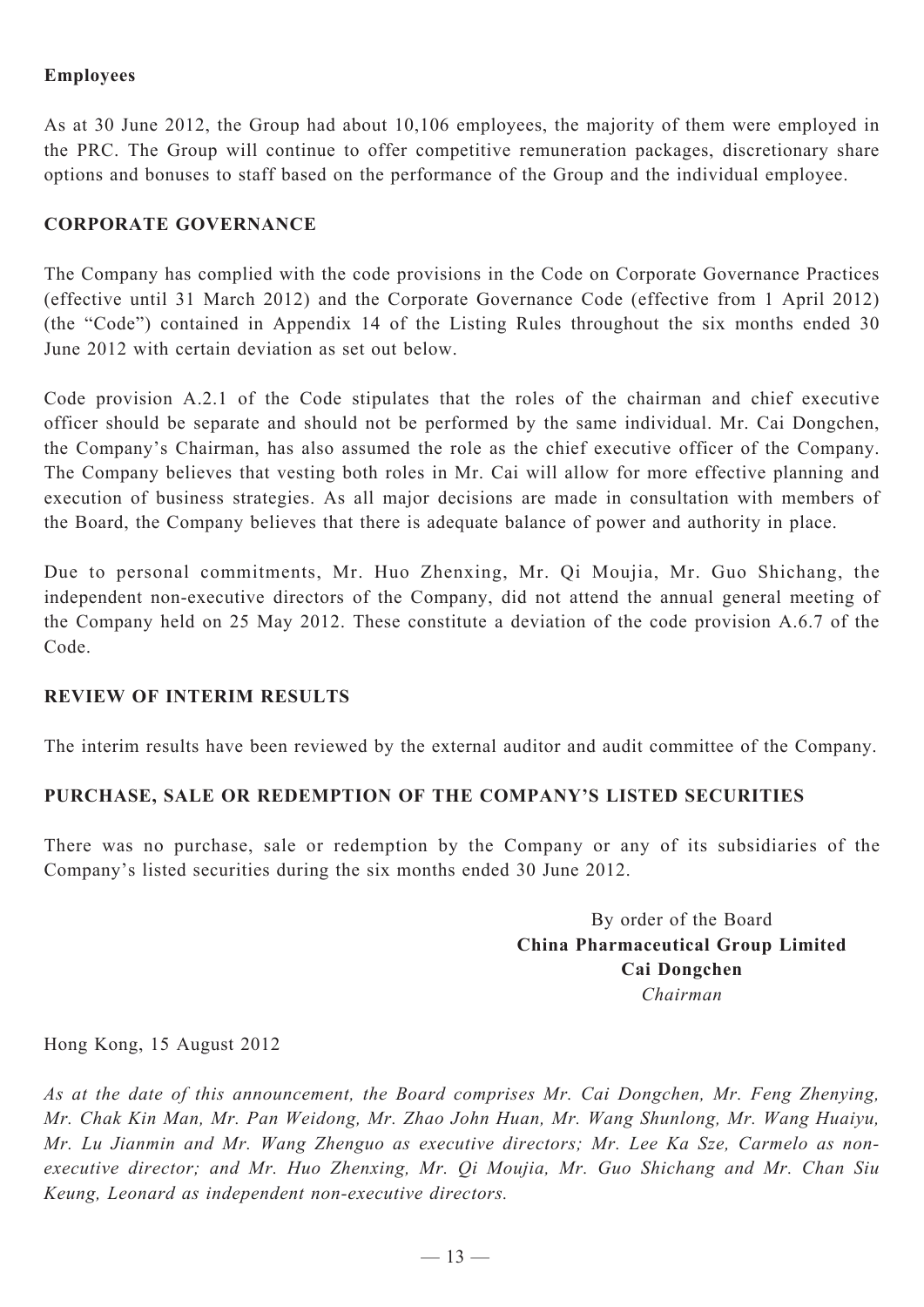**Employees**

As at 30 June 2012, the Group had about 10,106 employees, the majority of them were employed in the PRC. The Group will continue to offer competitive remuneration packages, discretionary share options and bonuses to staff based on the performance of the Group and the individual employee.

## CORPORATE GOVERNANCE

The Company has complied with the code provisions in the Code on Corporate Governance Practices (effective until 31 March 2012) and the Corporate Governance Code (effective from 1 April 2012) (the "Code") contained in Appendix 14 of the Listing Rules throughout the six months ended 30 June 2012 with certain deviation as set out below.

Code provision A.2.1 of the Code stipulates that the roles of the chairman and chief executive officer should be separate and should not be performed by the same individual. Mr. Cai Dongchen, the Company's Chairman, has also assumed the role as the chief executive officer of the Company. The Company believes that vesting both roles in Mr. Cai will allow for more effective planning and execution of business strategies. As all major decisions are made in consultation with members of the Board, the Company believes that there is adequate balance of power and authority in place.

Due to personal commitments, Mr. Huo Zhenxing, Mr. Qi Moujia, Mr. Guo Shichang, the independent non-executive directors of the Company, did not attend the annual general meeting of the Company held on 25 May 2012. These constitute a deviation of the code provision A.6.7 of the Code.

## REVIEW OF INTERIM RESULTS

The interim results have been reviewed by the external auditor and audit committee of the Company.

## PURCHASE, SALE OR REDEMPTION OF THE COMPANY'S LISTED SECURITIES

There was no purchase, sale or redemption by the Company or any of its subsidiaries of the Company's listed securities during the six months ended 30 June 2012.

By order of the Board
**China Pharmaceutical Group Limited**
**Cai Dongchen**
*Chairman*

Hong Kong, 15 August 2012

*As at the date of this announcement, the Board comprises Mr. Cai Dongchen, Mr. Feng Zhenying, Mr. Chak Kin Man, Mr. Pan Weidong, Mr. Zhao John Huan, Mr. Wang Shunlong, Mr. Wang Huaiyu, Mr. Lu Jianmin and Mr. Wang Zhenguo as executive directors; Mr. Lee Ka Sze, Carmelo as non-executive director; and Mr. Huo Zhenxing, Mr. Qi Moujia, Mr. Guo Shichang and Mr. Chan Siu Keung, Leonard as independent non-executive directors.*